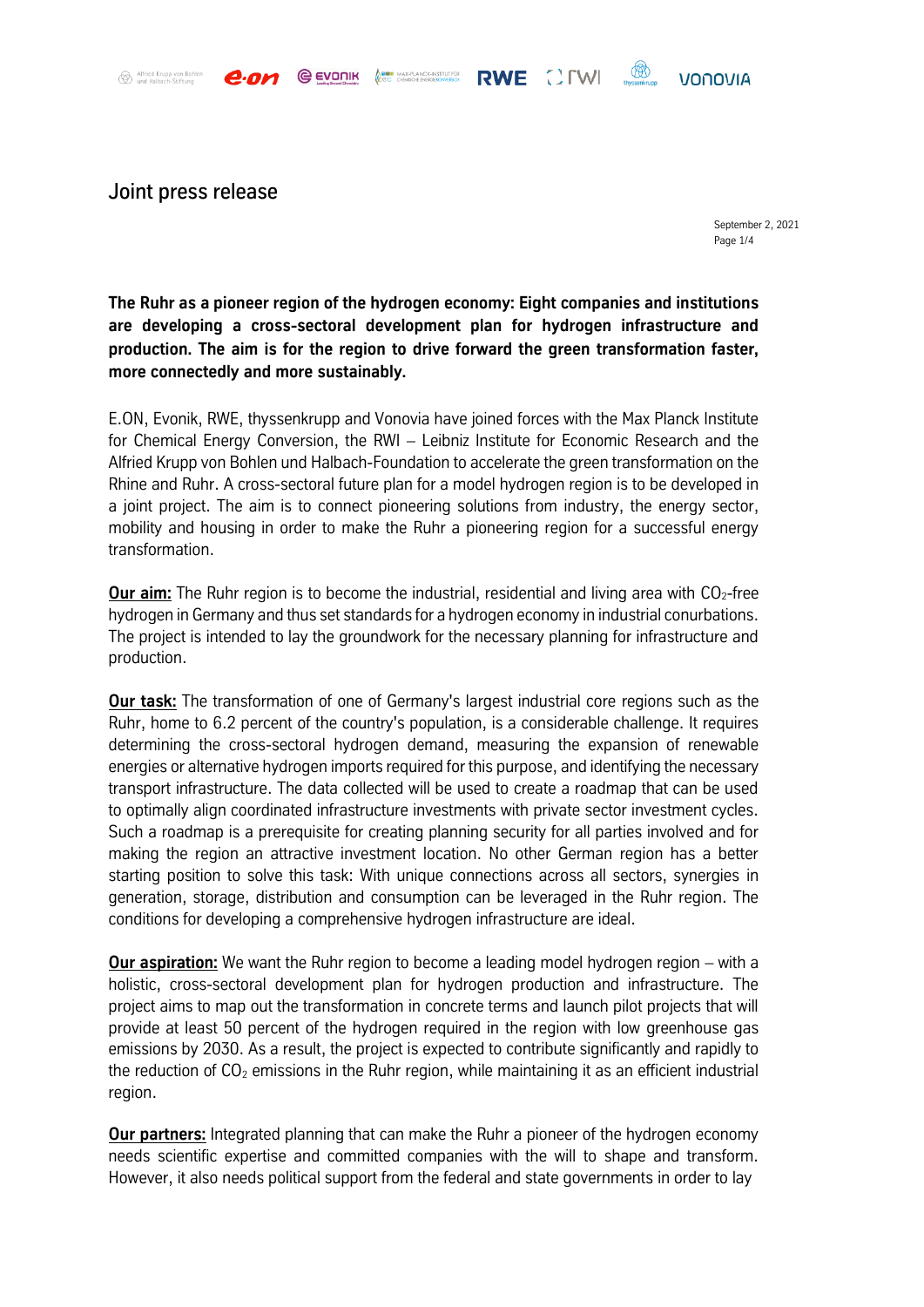# Joint press release

September 2, 2021

**The Ruhr as a pioneer region of the hydrogen economy: Eight companies and institutions are developing a cross-sectoral development plan for hydrogen infrastructure and production. The aim is for the region to drive forward the green transformation faster, more connectedly and more sustainably.**

E.ON, Evonik, RWE, thyssenkrupp and Vonovia have joined forces with the Max Planck Institute for Chemical Energy Conversion, the RWI – Leibniz Institute for Economic Research and the Alfried Krupp von Bohlen und Halbach-Foundation to accelerate the green transformation on the Rhine and Ruhr. A cross-sectoral future plan for a model hydrogen region is to be developed in a joint project. The aim is to connect pioneering solutions from industry, the energy sector, mobility and housing in order to make the Ruhr a pioneering region for a successful energy transformation.

**Our aim:** The Ruhr region is to become the industrial, residential and living area with $CO_2$-free hydrogen in Germany and thus set standards for a hydrogen economy in industrial conurbations. The project is intended to lay the groundwork for the necessary planning for infrastructure and production.

**Our task:** The transformation of one of Germany's largest industrial core regions such as the Ruhr, home to 6.2 percent of the country's population, is a considerable challenge. It requires determining the cross-sectoral hydrogen demand, measuring the expansion of renewable energies or alternative hydrogen imports required for this purpose, and identifying the necessary transport infrastructure. The data collected will be used to create a roadmap that can be used to optimally align coordinated infrastructure investments with private sector investment cycles. Such a roadmap is a prerequisite for creating planning security for all parties involved and for making the region an attractive investment location. No other German region has a better starting position to solve this task: With unique connections across all sectors, synergies in generation, storage, distribution and consumption can be leveraged in the Ruhr region. The conditions for developing a comprehensive hydrogen infrastructure are ideal.

**Our aspiration:** We want the Ruhr region to become a leading model hydrogen region – with a holistic, cross-sectoral development plan for hydrogen production and infrastructure. The project aims to map out the transformation in concrete terms and launch pilot projects that will provide at least 50 percent of the hydrogen required in the region with low greenhouse gas emissions by 2030. As a result, the project is expected to contribute significantly and rapidly to the reduction of $CO_2$ emissions in the Ruhr region, while maintaining it as an efficient industrial region.

**Our partners:** Integrated planning that can make the Ruhr a pioneer of the hydrogen economy needs scientific expertise and committed companies with the will to shape and transform. However, it also needs political support from the federal and state governments in order to lay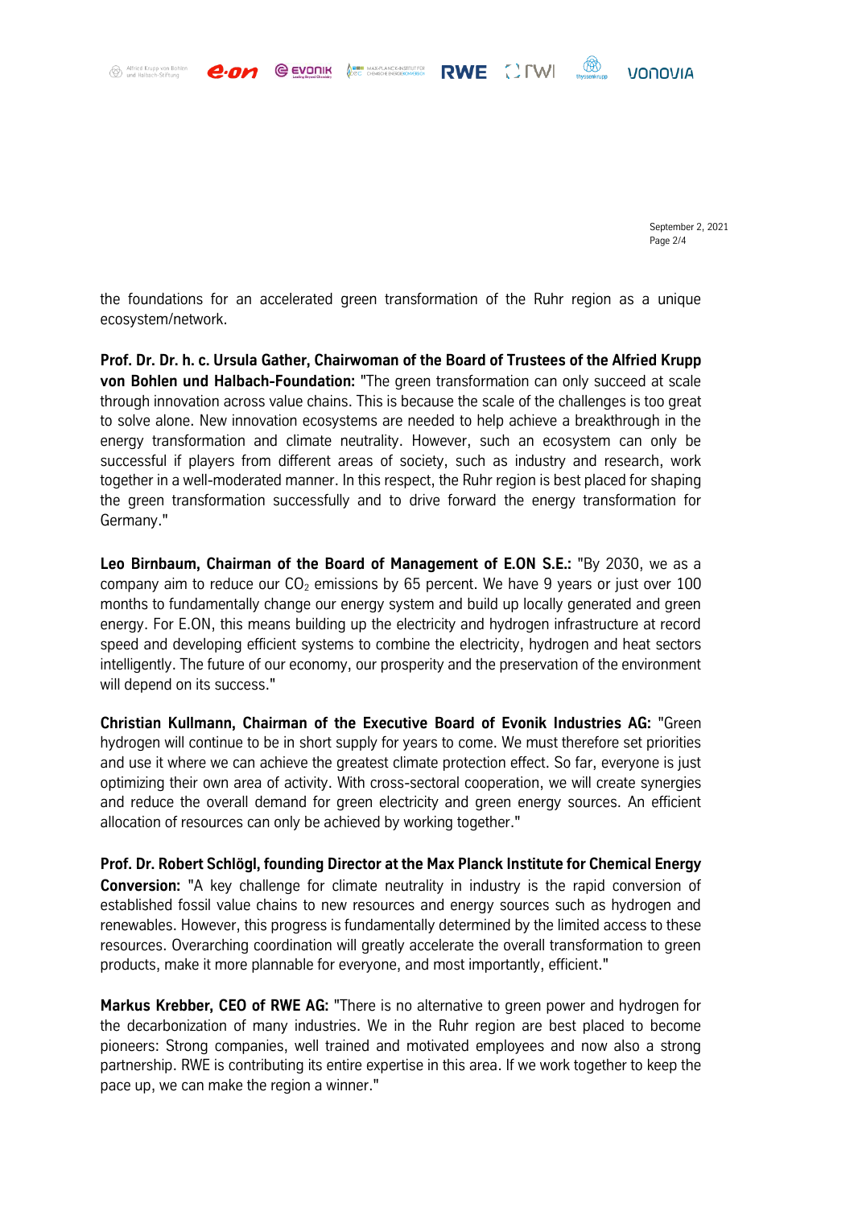the foundations for an accelerated green transformation of the Ruhr region as a unique ecosystem/network.

**Prof. Dr. Dr. h. c. Ursula Gather, Chairwoman of the Board of Trustees of the Alfried Krupp von Bohlen und Halbach-Foundation:** "The green transformation can only succeed at scale through innovation across value chains. This is because the scale of the challenges is too great to solve alone. New innovation ecosystems are needed to help achieve a breakthrough in the energy transformation and climate neutrality. However, such an ecosystem can only be successful if players from different areas of society, such as industry and research, work together in a well-moderated manner. In this respect, the Ruhr region is best placed for shaping the green transformation successfully and to drive forward the energy transformation for Germany."

**Leo Birnbaum, Chairman of the Board of Management of E.ON S.E.:** "By 2030, we as a company aim to reduce our $CO_2$ emissions by 65 percent. We have 9 years or just over 100 months to fundamentally change our energy system and build up locally generated and green energy. For E.ON, this means building up the electricity and hydrogen infrastructure at record speed and developing efficient systems to combine the electricity, hydrogen and heat sectors intelligently. The future of our economy, our prosperity and the preservation of the environment will depend on its success."

**Christian Kullmann, Chairman of the Executive Board of Evonik Industries AG:** "Green hydrogen will continue to be in short supply for years to come. We must therefore set priorities and use it where we can achieve the greatest climate protection effect. So far, everyone is just optimizing their own area of activity. With cross-sectoral cooperation, we will create synergies and reduce the overall demand for green electricity and green energy sources. An efficient allocation of resources can only be achieved by working together."

**Prof. Dr. Robert Schlögl, founding Director at the Max Planck Institute for Chemical Energy Conversion:** "A key challenge for climate neutrality in industry is the rapid conversion of established fossil value chains to new resources and energy sources such as hydrogen and renewables. However, this progress is fundamentally determined by the limited access to these resources. Overarching coordination will greatly accelerate the overall transformation to green products, make it more plannable for everyone, and most importantly, efficient."

**Markus Krebber, CEO of RWE AG:** "There is no alternative to green power and hydrogen for the decarbonization of many industries. We in the Ruhr region are best placed to become pioneers: Strong companies, well trained and motivated employees and now also a strong partnership. RWE is contributing its entire expertise in this area. If we work together to keep the pace up, we can make the region a winner."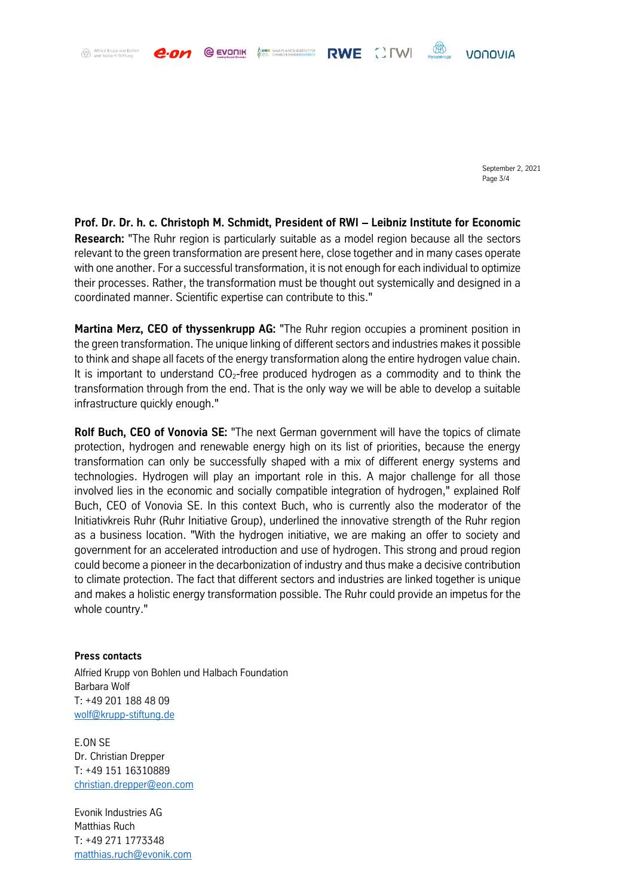**Prof. Dr. Dr. h. c. Christoph M. Schmidt, President of RWI – Leibniz Institute for Economic Research:** "The Ruhr region is particularly suitable as a model region because all the sectors relevant to the green transformation are present here, close together and in many cases operate with one another. For a successful transformation, it is not enough for each individual to optimize their processes. Rather, the transformation must be thought out systemically and designed in a coordinated manner. Scientific expertise can contribute to this."

**Martina Merz, CEO of thyssenkrupp AG:** "The Ruhr region occupies a prominent position in the green transformation. The unique linking of different sectors and industries makes it possible to think and shape all facets of the energy transformation along the entire hydrogen value chain. It is important to understand $CO_2$-free produced hydrogen as a commodity and to think the transformation through from the end. That is the only way we will be able to develop a suitable infrastructure quickly enough."

**Rolf Buch, CEO of Vonovia SE:** "The next German government will have the topics of climate protection, hydrogen and renewable energy high on its list of priorities, because the energy transformation can only be successfully shaped with a mix of different energy systems and technologies. Hydrogen will play an important role in this. A major challenge for all those involved lies in the economic and socially compatible integration of hydrogen," explained Rolf Buch, CEO of Vonovia SE. In this context Buch, who is currently also the moderator of the Initiativkreis Ruhr (Ruhr Initiative Group), underlined the innovative strength of the Ruhr region as a business location. "With the hydrogen initiative, we are making an offer to society and government for an accelerated introduction and use of hydrogen. This strong and proud region could become a pioneer in the decarbonization of industry and thus make a decisive contribution to climate protection. The fact that different sectors and industries are linked together is unique and makes a holistic energy transformation possible. The Ruhr could provide an impetus for the whole country."

**Press contacts**

Alfried Krupp von Bohlen und Halbach Foundation
Barbara Wolf
T: +49 201 188 48 09
wolf@krupp-stiftung.de

E.ON SE
Dr. Christian Drepper
T: +49 151 16310889
christian.drepper@eon.com

Evonik Industries AG
Matthias Ruch
T: +49 271 1773348
matthias.ruch@evonik.com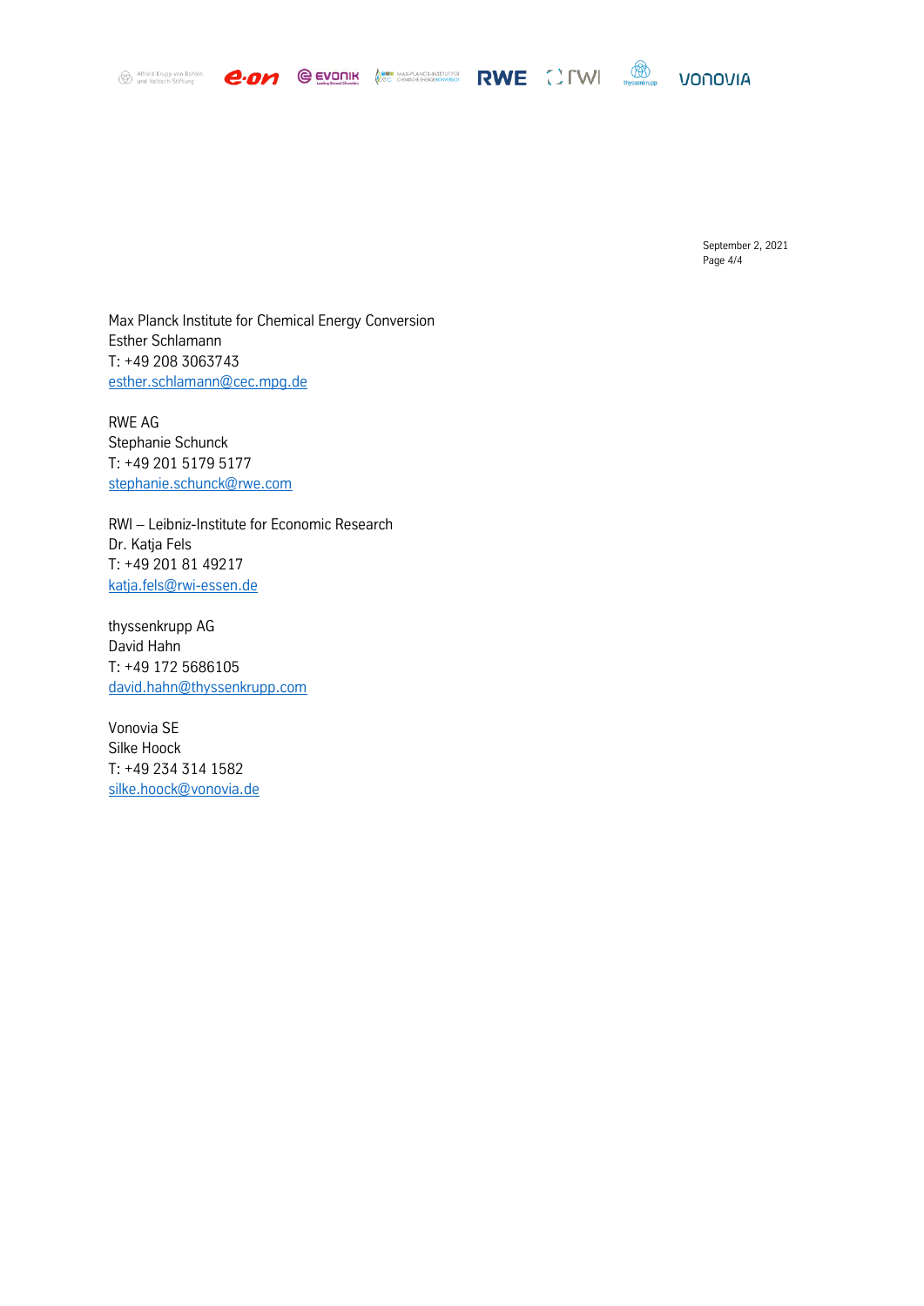September 2, 2021

Max Planck Institute for Chemical Energy Conversion
Esther Schlamann
T: +49 208 3063743
esther.schlamann@cec.mpg.de

RWE AG
Stephanie Schunck
T: +49 201 5179 5177
stephanie.schunck@rwe.com

RWI – Leibniz-Institute for Economic Research
Dr. Katja Fels
T: +49 201 81 49217
katja.fels@rwi-essen.de

thyssenkrupp AG
David Hahn
T: +49 172 5686105
david.hahn@thyssenkrupp.com

Vonovia SE
Silke Hoock
T: +49 234 314 1582
silke.hoock@vonovia.de